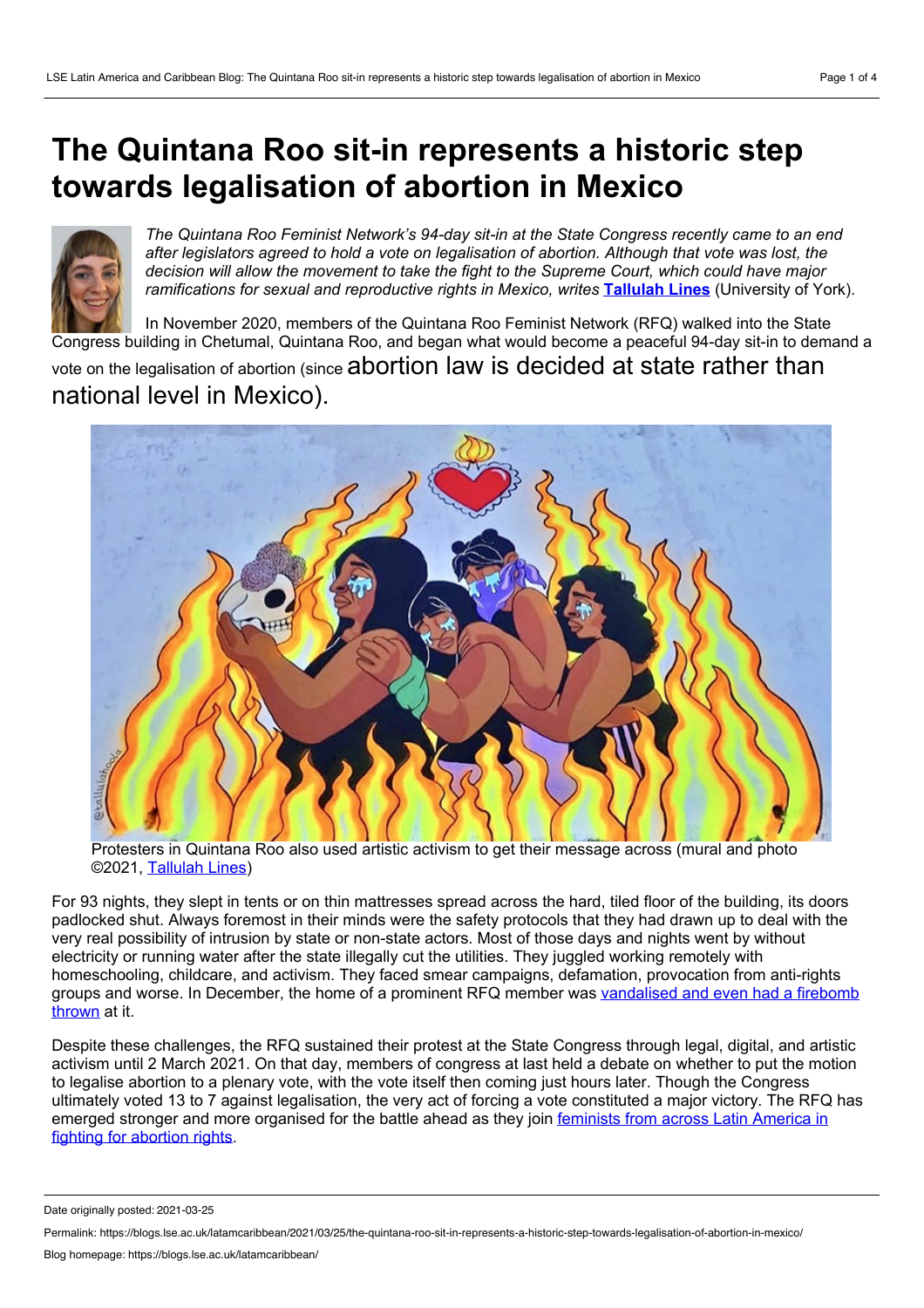# The Quintana Roo sit-in represents a historic step towards legalisation of abortion in Mexico

*The Quintana Roo Feminist Network's 94-day sit-in at the State Congress recently came to an end after legislators agreed to hold a vote on legalisation of abortion. Although that vote was lost, the decision will allow the movement to take the fight to the Supreme Court, which could have major ramifications for sexual and reproductive rights in Mexico, writes* **Tallulah Lines** (University of York).

In November 2020, members of the Quintana Roo Feminist Network (RFQ) walked into the State Congress building in Chetumal, Quintana Roo, and began what would become a peaceful 94-day sit-in to demand a vote on the legalisation of abortion (since abortion law is decided at state rather than national level in Mexico).

Protesters in Quintana Roo also used artistic activism to get their message across (mural and photo ©2021, Tallulah Lines)

For 93 nights, they slept in tents or on thin mattresses spread across the hard, tiled floor of the building, its doors padlocked shut. Always foremost in their minds were the safety protocols that they had drawn up to deal with the very real possibility of intrusion by state or non-state actors. Most of those days and nights went by without electricity or running water after the state illegally cut the utilities. They juggled working remotely with homeschooling, childcare, and activism. They faced smear campaigns, defamation, provocation from anti-rights groups and worse. In December, the home of a prominent RFQ member was vandalised and even had a firebomb thrown at it.

Despite these challenges, the RFQ sustained their protest at the State Congress through legal, digital, and artistic activism until 2 March 2021. On that day, members of congress at last held a debate on whether to put the motion to legalise abortion to a plenary vote, with the vote itself then coming just hours later. Though the Congress ultimately voted 13 to 7 against legalisation, the very act of forcing a vote constituted a major victory. The RFQ has emerged stronger and more organised for the battle ahead as they join feminists from across Latin America in fighting for abortion rights.

Date originally posted: 2021-03-25

Permalink: https://blogs.lse.ac.uk/latamcaribbean/2021/03/25/the-quintana-roo-sit-in-represents-a-historic-step-towards-legalisation-of-abortion-in-mexico/

Blog homepage: https://blogs.lse.ac.uk/latamcaribbean/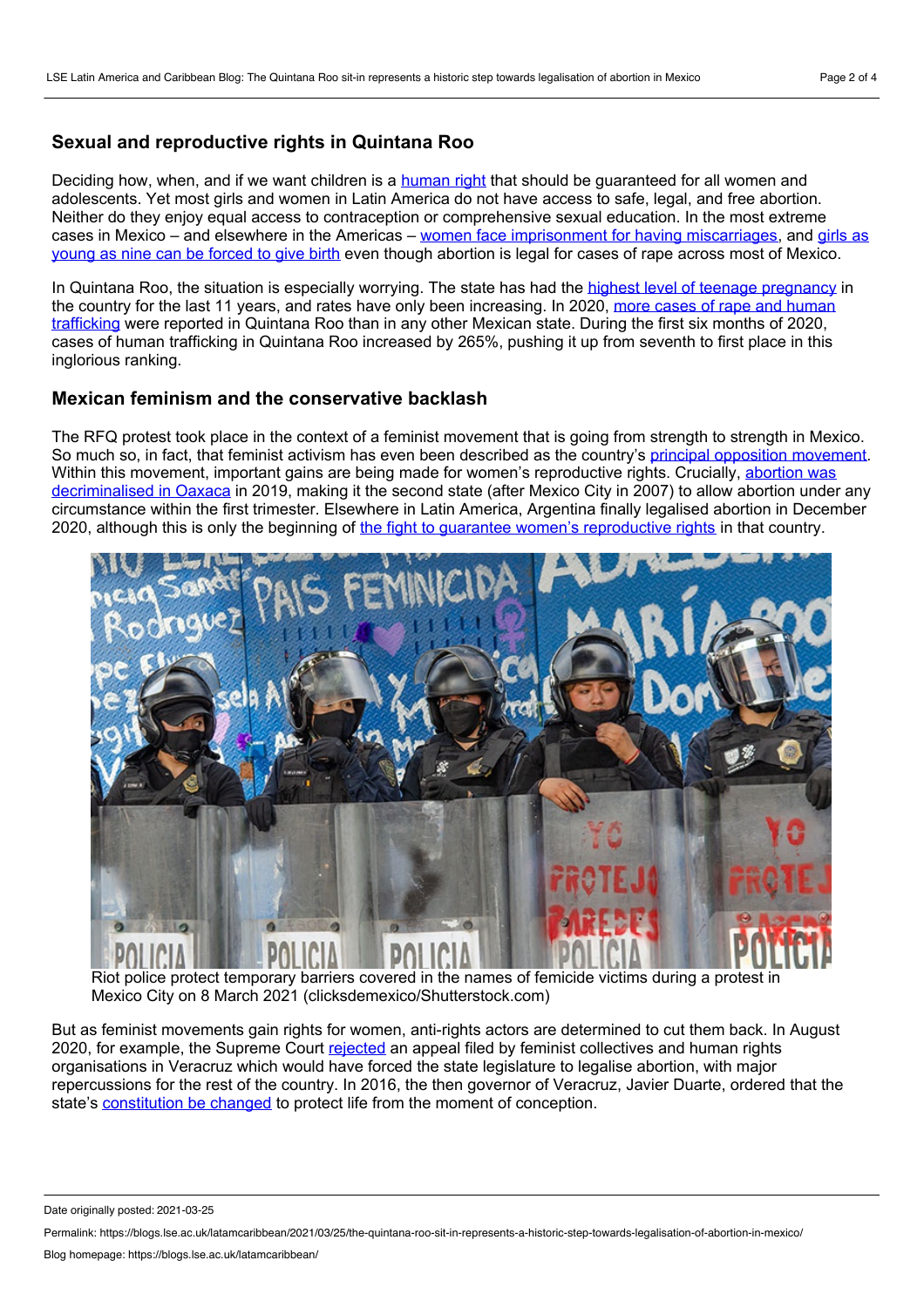## Sexual and reproductive rights in Quintana Roo

Deciding how, when, and if we want children is a human right that should be guaranteed for all women and adolescents. Yet most girls and women in Latin America do not have access to safe, legal, and free abortion. Neither do they enjoy equal access to contraception or comprehensive sexual education. In the most extreme cases in Mexico – and elsewhere in the Americas – women face imprisonment for having miscarriages, and girls as young as nine can be forced to give birth even though abortion is legal for cases of rape across most of Mexico.

In Quintana Roo, the situation is especially worrying. The state has had the highest level of teenage pregnancy in the country for the last 11 years, and rates have only been increasing. In 2020, more cases of rape and human trafficking were reported in Quintana Roo than in any other Mexican state. During the first six months of 2020, cases of human trafficking in Quintana Roo increased by 265%, pushing it up from seventh to first place in this inglorious ranking.

## Mexican feminism and the conservative backlash

The RFQ protest took place in the context of a feminist movement that is going from strength to strength in Mexico. So much so, in fact, that feminist activism has even been described as the country's principal opposition movement. Within this movement, important gains are being made for women's reproductive rights. Crucially, abortion was decriminalised in Oaxaca in 2019, making it the second state (after Mexico City in 2007) to allow abortion under any circumstance within the first trimester. Elsewhere in Latin America, Argentina finally legalised abortion in December 2020, although this is only the beginning of the fight to guarantee women's reproductive rights in that country.

Riot police protect temporary barriers covered in the names of femicide victims during a protest in Mexico City on 8 March 2021 (clicksdemexico/Shutterstock.com)

But as feminist movements gain rights for women, anti-rights actors are determined to cut them back. In August 2020, for example, the Supreme Court rejected an appeal filed by feminist collectives and human rights organisations in Veracruz which would have forced the state legislature to legalise abortion, with major repercussions for the rest of the country. In 2016, the then governor of Veracruz, Javier Duarte, ordered that the state's constitution be changed to protect life from the moment of conception.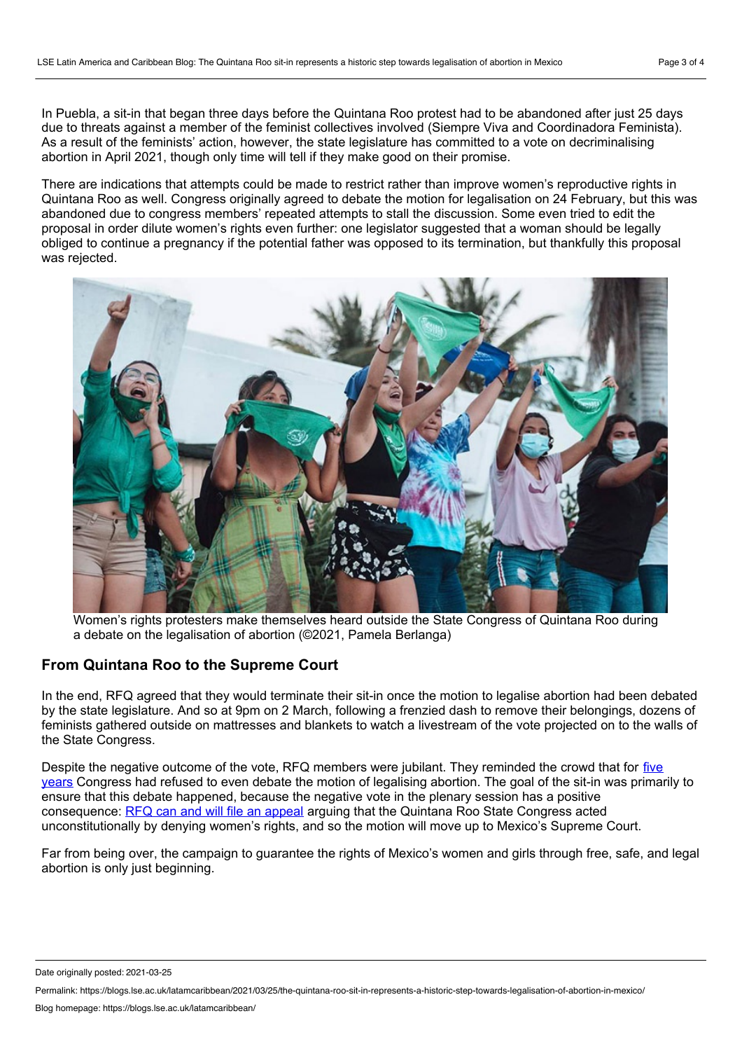In Puebla, a sit-in that began three days before the Quintana Roo protest had to be abandoned after just 25 days due to threats against a member of the feminist collectives involved (Siempre Viva and Coordinadora Feminista). As a result of the feminists' action, however, the state legislature has committed to a vote on decriminalising abortion in April 2021, though only time will tell if they make good on their promise.

There are indications that attempts could be made to restrict rather than improve women's reproductive rights in Quintana Roo as well. Congress originally agreed to debate the motion for legalisation on 24 February, but this was abandoned due to congress members' repeated attempts to stall the discussion. Some even tried to edit the proposal in order dilute women's rights even further: one legislator suggested that a woman should be legally obliged to continue a pregnancy if the potential father was opposed to its termination, but thankfully this proposal was rejected.

Women's rights protesters make themselves heard outside the State Congress of Quintana Roo during a debate on the legalisation of abortion (©2021, Pamela Berlanga)

## From Quintana Roo to the Supreme Court

In the end, RFQ agreed that they would terminate their sit-in once the motion to legalise abortion had been debated by the state legislature. And so at 9pm on 2 March, following a frenzied dash to remove their belongings, dozens of feminists gathered outside on mattresses and blankets to watch a livestream of the vote projected on to the walls of the State Congress.

Despite the negative outcome of the vote, RFQ members were jubilant. They reminded the crowd that for five years Congress had refused to even debate the motion of legalising abortion. The goal of the sit-in was primarily to ensure that this debate happened, because the negative vote in the plenary session has a positive consequence: RFQ can and will file an appeal arguing that the Quintana Roo State Congress acted unconstitutionally by denying women's rights, and so the motion will move up to Mexico's Supreme Court.

Far from being over, the campaign to guarantee the rights of Mexico's women and girls through free, safe, and legal abortion is only just beginning.

Date originally posted: 2021-03-25

Permalink: https://blogs.lse.ac.uk/latamcaribbean/2021/03/25/the-quintana-roo-sit-in-represents-a-historic-step-towards-legalisation-of-abortion-in-mexico/

Blog homepage: https://blogs.lse.ac.uk/latamcaribbean/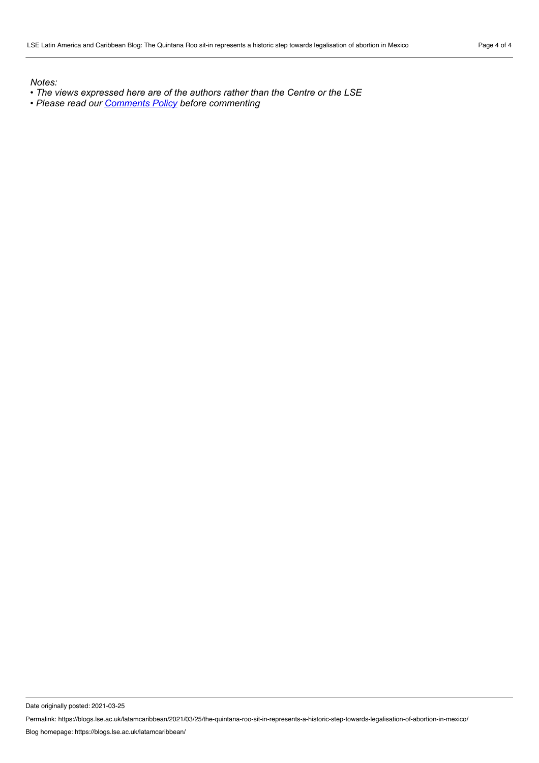*Notes:*
- *The views expressed here are of the authors rather than the Centre or the LSE*
- *Please read our [Comments Policy](#) before commenting*

Date originally posted: 2021-03-25

Permalink: https://blogs.lse.ac.uk/latamcaribbean/2021/03/25/the-quintana-roo-sit-in-represents-a-historic-step-towards-legalisation-of-abortion-in-mexico/

Blog homepage: https://blogs.lse.ac.uk/latamcaribbean/